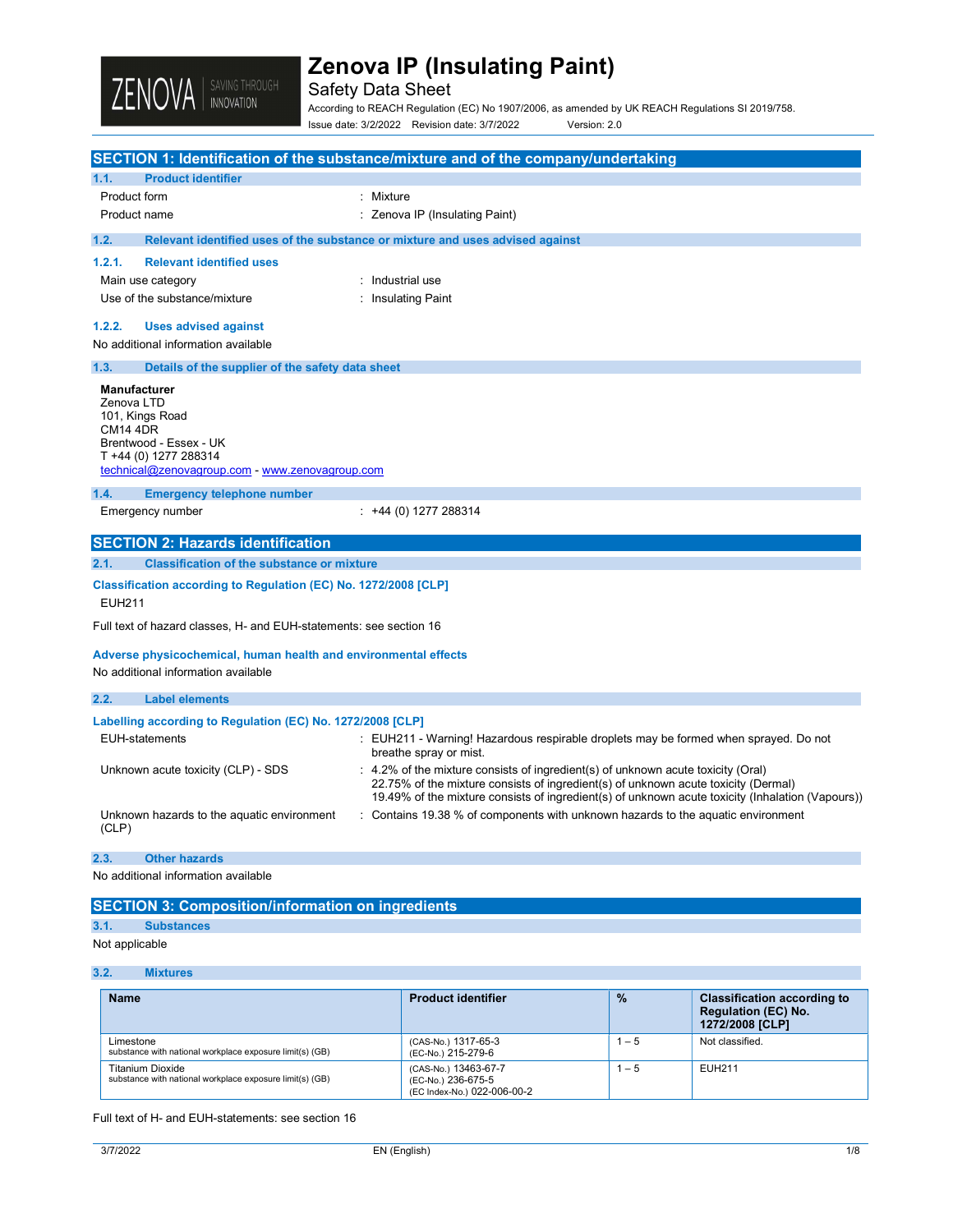# Zenova IP (Insulating Paint)

Safety Data Sheet

According to REACH Regulation (EC) No 1907/2006, as amended by UK REACH Regulations SI 2019/758.

Issue date: 3/2/2022 Revision date: 3/7/2022 Version: 2.0

## SECTION 1: Identification of the substance/mixture and of the company/undertaking

### 1.1. Product identifier

Product form : Mixture

Product name : Zenova IP (Insulating Paint)

### 1.2. Relevant identified uses of the substance or mixture and uses advised against

#### 1.2.1. Relevant identified uses

Main use category : Industrial use

Use of the substance/mixture : Insulating Paint

#### 1.2.2. Uses advised against

No additional information available

### 1.3. Details of the supplier of the safety data sheet

**Manufacturer**
Zenova LTD
101, Kings Road
CM14 4DR
Brentwood - Essex - UK
T +44 (0) 1277 288314
technical@zenovagroup.com - www.zenovagroup.com

### 1.4. Emergency telephone number

Emergency number : +44 (0) 1277 288314

## SECTION 2: Hazards identification

### 2.1. Classification of the substance or mixture

**Classification according to Regulation (EC) No. 1272/2008 [CLP]**

EUH211

Full text of hazard classes, H- and EUH-statements: see section 16

**Adverse physicochemical, human health and environmental effects**

No additional information available

### 2.2. Label elements

**Labelling according to Regulation (EC) No. 1272/2008 [CLP]**

EUH-statements : EUH211 - Warning! Hazardous respirable droplets may be formed when sprayed. Do not breathe spray or mist.

Unknown acute toxicity (CLP) - SDS : 4.2% of the mixture consists of ingredient(s) of unknown acute toxicity (Oral)
22.75% of the mixture consists of ingredient(s) of unknown acute toxicity (Dermal)
19.49% of the mixture consists of ingredient(s) of unknown acute toxicity (Inhalation (Vapours))

Unknown hazards to the aquatic environment (CLP) : Contains 19.38 % of components with unknown hazards to the aquatic environment

### 2.3. Other hazards

No additional information available

## SECTION 3: Composition/information on ingredients

### 3.1. Substances

Not applicable

### 3.2. Mixtures

| Name | Product identifier | % | Classification according to Regulation (EC) No. 1272/2008 [CLP] |
|---|---|---|---|
| Limestone<br>substance with national workplace exposure limit(s) (GB) | (CAS-No.) 1317-65-3<br>(EC-No.) 215-279-6 | 1 – 5 | Not classified. |
| Titanium Dioxide<br>substance with national workplace exposure limit(s) (GB) | (CAS-No.) 13463-67-7<br>(EC-No.) 236-675-5<br>(EC Index-No.) 022-006-00-2 | 1 – 5 | EUH211 |

Full text of H- and EUH-statements: see section 16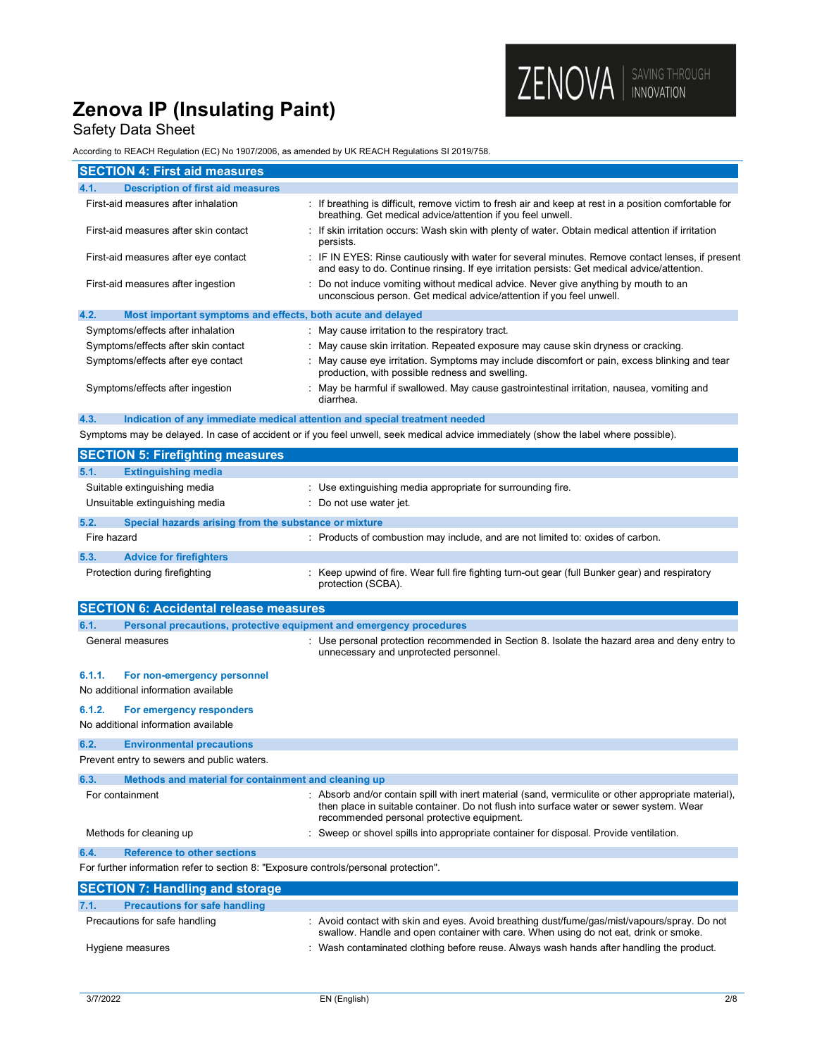## SECTION 4: First aid measures

### 4.1. Description of first aid measures

| | |
|---|---|
| First-aid measures after inhalation | : If breathing is difficult, remove victim to fresh air and keep at rest in a position comfortable for breathing. Get medical advice/attention if you feel unwell. |
| First-aid measures after skin contact | : If skin irritation occurs: Wash skin with plenty of water. Obtain medical attention if irritation persists. |
| First-aid measures after eye contact | : IF IN EYES: Rinse cautiously with water for several minutes. Remove contact lenses, if present and easy to do. Continue rinsing. If eye irritation persists: Get medical advice/attention. |
| First-aid measures after ingestion | : Do not induce vomiting without medical advice. Never give anything by mouth to an unconscious person. Get medical advice/attention if you feel unwell. |

### 4.2. Most important symptoms and effects, both acute and delayed

| | |
|---|---|
| Symptoms/effects after inhalation | : May cause irritation to the respiratory tract. |
| Symptoms/effects after skin contact | : May cause skin irritation. Repeated exposure may cause skin dryness or cracking. |
| Symptoms/effects after eye contact | : May cause eye irritation. Symptoms may include discomfort or pain, excess blinking and tear production, with possible redness and swelling. |
| Symptoms/effects after ingestion | : May be harmful if swallowed. May cause gastrointestinal irritation, nausea, vomiting and diarrhea. |

### 4.3. Indication of any immediate medical attention and special treatment needed

Symptoms may be delayed. In case of accident or if you feel unwell, seek medical advice immediately (show the label where possible).

## SECTION 5: Firefighting measures

### 5.1. Extinguishing media

| | |
|---|---|
| Suitable extinguishing media | : Use extinguishing media appropriate for surrounding fire. |
| Unsuitable extinguishing media | : Do not use water jet. |

### 5.2. Special hazards arising from the substance or mixture

| | |
|---|---|
| Fire hazard | : Products of combustion may include, and are not limited to: oxides of carbon. |

### 5.3. Advice for firefighters

| | |
|---|---|
| Protection during firefighting | : Keep upwind of fire. Wear full fire fighting turn-out gear (full Bunker gear) and respiratory protection (SCBA). |

## SECTION 6: Accidental release measures

### 6.1. Personal precautions, protective equipment and emergency procedures

| | |
|---|---|
| General measures | : Use personal protection recommended in Section 8. Isolate the hazard area and deny entry to unnecessary and unprotected personnel. |

#### 6.1.1. For non-emergency personnel

No additional information available

#### 6.1.2. For emergency responders

No additional information available

### 6.2. Environmental precautions

Prevent entry to sewers and public waters.

### 6.3. Methods and material for containment and cleaning up

| | |
|---|---|
| For containment | : Absorb and/or contain spill with inert material (sand, vermiculite or other appropriate material), then place in suitable container. Do not flush into surface water or sewer system. Wear recommended personal protective equipment. |
| Methods for cleaning up | : Sweep or shovel spills into appropriate container for disposal. Provide ventilation. |

### 6.4. Reference to other sections

For further information refer to section 8: "Exposure controls/personal protection".

## SECTION 7: Handling and storage

### 7.1. Precautions for safe handling

| | |
|---|---|
| Precautions for safe handling | : Avoid contact with skin and eyes. Avoid breathing dust/fume/gas/mist/vapours/spray. Do not swallow. Handle and open container with care. When using do not eat, drink or smoke. |
| Hygiene measures | : Wash contaminated clothing before reuse. Always wash hands after handling the product. |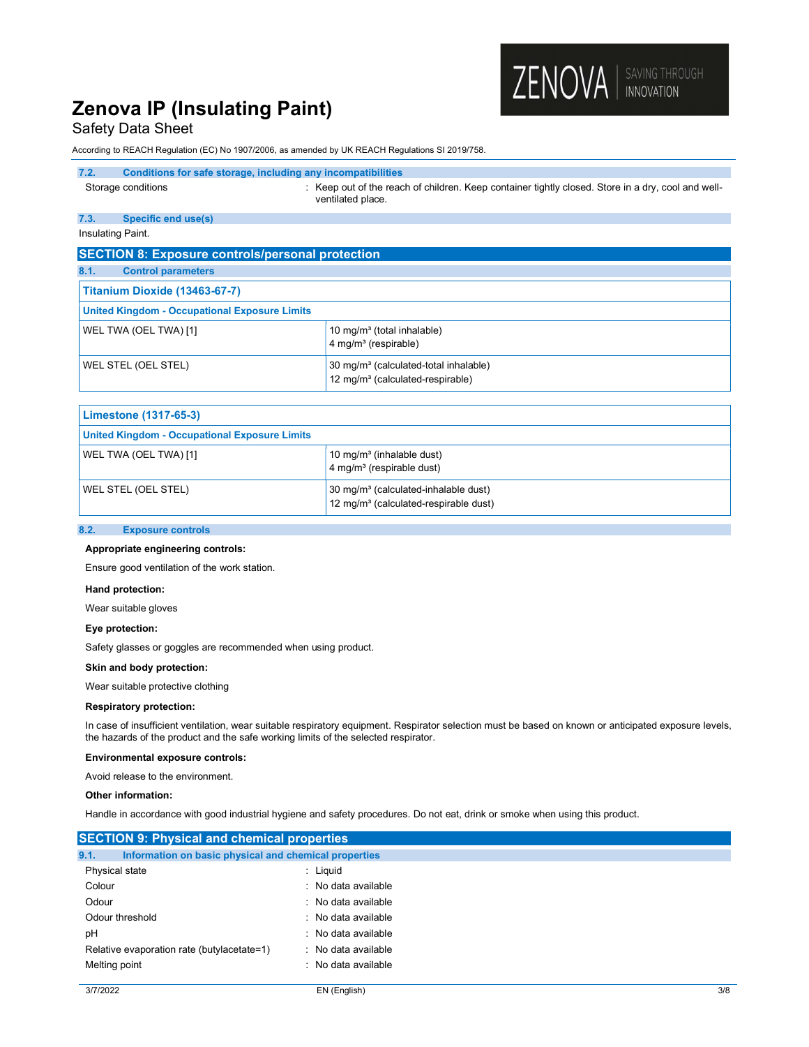### 7.2. Conditions for safe storage, including any incompatibilities

Storage conditions : Keep out of the reach of children. Keep container tightly closed. Store in a dry, cool and well-ventilated place.

### 7.3. Specific end use(s)

Insulating Paint.

## SECTION 8: Exposure controls/personal protection

### 8.1. Control parameters

| Titanium Dioxide (13463-67-7) | |
|---|---|
| **United Kingdom - Occupational Exposure Limits** | |
| WEL TWA (OEL TWA) [1] | 10 mg/m³ (total inhalable)<br>4 mg/m³ (respirable) |
| WEL STEL (OEL STEL) | 30 mg/m³ (calculated-total inhalable)<br>12 mg/m³ (calculated-respirable) |

| Limestone (1317-65-3) | |
|---|---|
| **United Kingdom - Occupational Exposure Limits** | |
| WEL TWA (OEL TWA) [1] | 10 mg/m³ (inhalable dust)<br>4 mg/m³ (respirable dust) |
| WEL STEL (OEL STEL) | 30 mg/m³ (calculated-inhalable dust)<br>12 mg/m³ (calculated-respirable dust) |

### 8.2. Exposure controls

**Appropriate engineering controls:**

Ensure good ventilation of the work station.

**Hand protection:**

Wear suitable gloves

**Eye protection:**

Safety glasses or goggles are recommended when using product.

**Skin and body protection:**

Wear suitable protective clothing

**Respiratory protection:**

In case of insufficient ventilation, wear suitable respiratory equipment. Respirator selection must be based on known or anticipated exposure levels, the hazards of the product and the safe working limits of the selected respirator.

**Environmental exposure controls:**

Avoid release to the environment.

**Other information:**

Handle in accordance with good industrial hygiene and safety procedures. Do not eat, drink or smoke when using this product.

## SECTION 9: Physical and chemical properties

### 9.1. Information on basic physical and chemical properties

| | |
|---|---|
| Physical state | : Liquid |
| Colour | : No data available |
| Odour | : No data available |
| Odour threshold | : No data available |
| pH | : No data available |
| Relative evaporation rate (butylacetate=1) | : No data available |
| Melting point | : No data available |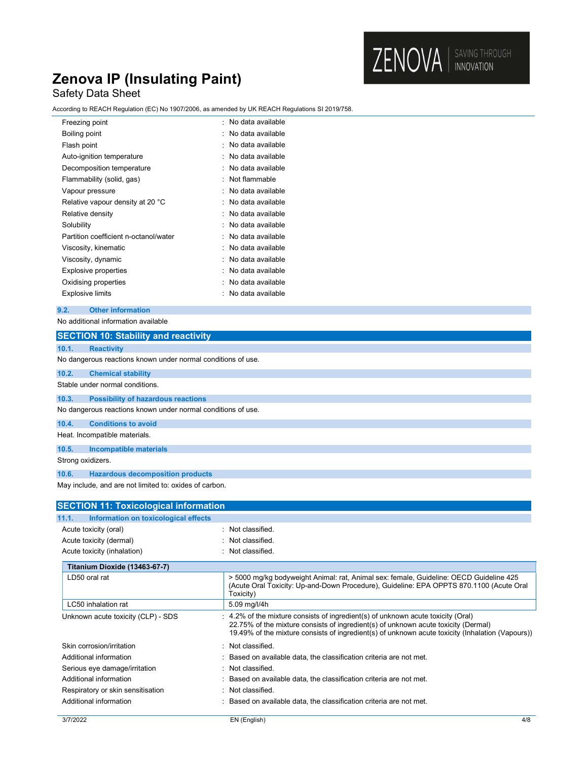| | |
|---|---|
| Freezing point | : No data available |
| Boiling point | : No data available |
| Flash point | : No data available |
| Auto-ignition temperature | : No data available |
| Decomposition temperature | : No data available |
| Flammability (solid, gas) | : Not flammable |
| Vapour pressure | : No data available |
| Relative vapour density at 20 °C | : No data available |
| Relative density | : No data available |
| Solubility | : No data available |
| Partition coefficient n-octanol/water | : No data available |
| Viscosity, kinematic | : No data available |
| Viscosity, dynamic | : No data available |
| Explosive properties | : No data available |
| Oxidising properties | : No data available |
| Explosive limits | : No data available |

### 9.2. Other information

No additional information available

## SECTION 10: Stability and reactivity

### 10.1. Reactivity

No dangerous reactions known under normal conditions of use.

### 10.2. Chemical stability

Stable under normal conditions.

### 10.3. Possibility of hazardous reactions

No dangerous reactions known under normal conditions of use.

### 10.4. Conditions to avoid

Heat. Incompatible materials.

### 10.5. Incompatible materials

Strong oxidizers.

### 10.6. Hazardous decomposition products

May include, and are not limited to: oxides of carbon.

## SECTION 11: Toxicological information

### 11.1. Information on toxicological effects

| | |
|---|---|
| Acute toxicity (oral) | : Not classified. |
| Acute toxicity (dermal) | : Not classified. |
| Acute toxicity (inhalation) | : Not classified. |

| Titanium Dioxide (13463-67-7) | |
|---|---|
| LD50 oral rat | > 5000 mg/kg bodyweight Animal: rat, Animal sex: female, Guideline: OECD Guideline 425 (Acute Oral Toxicity: Up-and-Down Procedure), Guideline: EPA OPPTS 870.1100 (Acute Oral Toxicity) |
| LC50 inhalation rat | 5.09 mg/l/4h |

| | |
|---|---|
| Unknown acute toxicity (CLP) - SDS | : 4.2% of the mixture consists of ingredient(s) of unknown acute toxicity (Oral)<br>22.75% of the mixture consists of ingredient(s) of unknown acute toxicity (Dermal)<br>19.49% of the mixture consists of ingredient(s) of unknown acute toxicity (Inhalation (Vapours)) |
| Skin corrosion/irritation | : Not classified. |
| Additional information | : Based on available data, the classification criteria are not met. |
| Serious eye damage/irritation | : Not classified. |
| Additional information | : Based on available data, the classification criteria are not met. |
| Respiratory or skin sensitisation | : Not classified. |
| Additional information | : Based on available data, the classification criteria are not met. |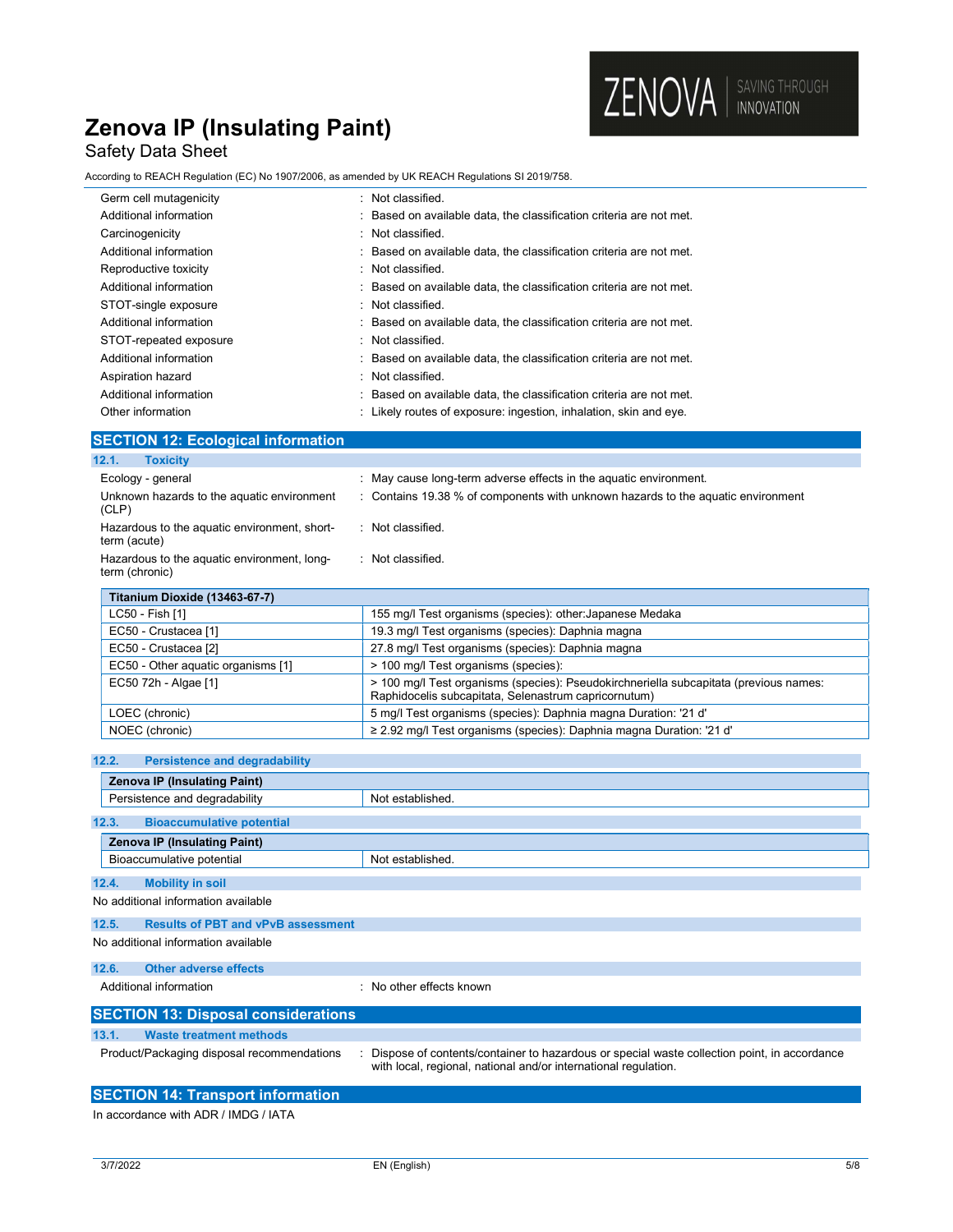| | |
|---|---|
| Germ cell mutagenicity | : Not classified. |
| Additional information | : Based on available data, the classification criteria are not met. |
| Carcinogenicity | : Not classified. |
| Additional information | : Based on available data, the classification criteria are not met. |
| Reproductive toxicity | : Not classified. |
| Additional information | : Based on available data, the classification criteria are not met. |
| STOT-single exposure | : Not classified. |
| Additional information | : Based on available data, the classification criteria are not met. |
| STOT-repeated exposure | : Not classified. |
| Additional information | : Based on available data, the classification criteria are not met. |
| Aspiration hazard | : Not classified. |
| Additional information | : Based on available data, the classification criteria are not met. |
| Other information | : Likely routes of exposure: ingestion, inhalation, skin and eye. |

## SECTION 12: Ecological information

### 12.1. Toxicity

| | |
|---|---|
| Ecology - general | : May cause long-term adverse effects in the aquatic environment. |
| Unknown hazards to the aquatic environment (CLP) | : Contains 19.38 % of components with unknown hazards to the aquatic environment |
| Hazardous to the aquatic environment, short-term (acute) | : Not classified. |
| Hazardous to the aquatic environment, long-term (chronic) | : Not classified. |

| Titanium Dioxide (13463-67-7) | |
|---|---|
| LC50 - Fish [1] | 155 mg/l Test organisms (species): other:Japanese Medaka |
| EC50 - Crustacea [1] | 19.3 mg/l Test organisms (species): Daphnia magna |
| EC50 - Crustacea [2] | 27.8 mg/l Test organisms (species): Daphnia magna |
| EC50 - Other aquatic organisms [1] | > 100 mg/l Test organisms (species): |
| EC50 72h - Algae [1] | > 100 mg/l Test organisms (species): Pseudokirchneriella subcapitata (previous names: Raphidocelis subcapitata, Selenastrum capricornutum) |
| LOEC (chronic) | 5 mg/l Test organisms (species): Daphnia magna Duration: '21 d' |
| NOEC (chronic) | ≥ 2.92 mg/l Test organisms (species): Daphnia magna Duration: '21 d' |

### 12.2. Persistence and degradability

| Zenova IP (Insulating Paint) | |
|---|---|
| Persistence and degradability | Not established. |

### 12.3. Bioaccumulative potential

| Zenova IP (Insulating Paint) | |
|---|---|
| Bioaccumulative potential | Not established. |

### 12.4. Mobility in soil

No additional information available

### 12.5. Results of PBT and vPvB assessment

No additional information available

### 12.6. Other adverse effects

Additional information : No other effects known

## SECTION 13: Disposal considerations

### 13.1. Waste treatment methods

Product/Packaging disposal recommendations : Dispose of contents/container to hazardous or special waste collection point, in accordance with local, regional, national and/or international regulation.

## SECTION 14: Transport information

In accordance with ADR / IMDG / IATA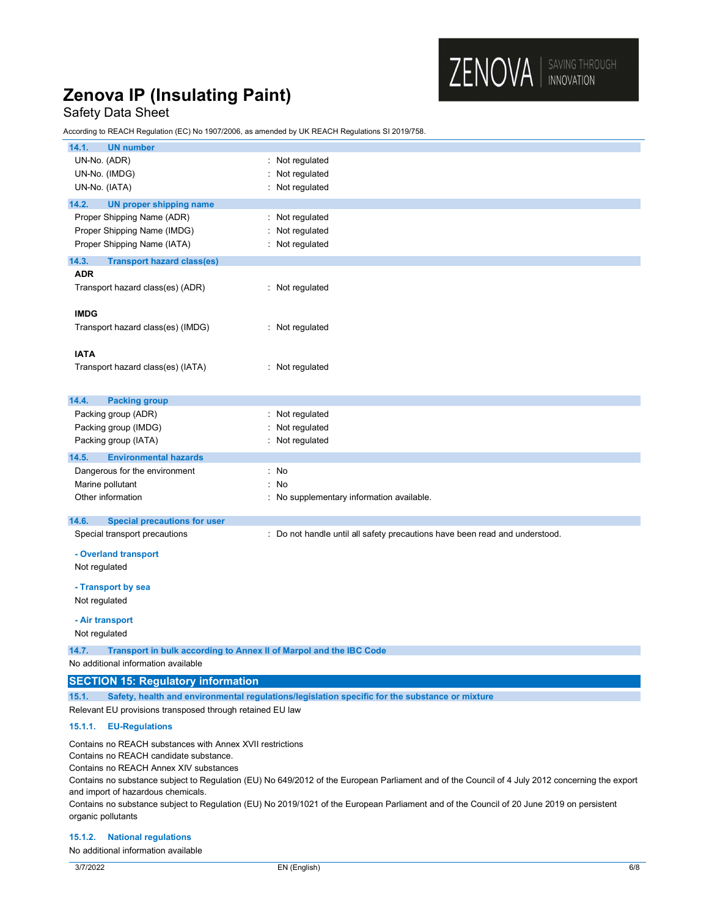### 14.1. UN number

| | |
|---|---|
| UN-No. (ADR) | : Not regulated |
| UN-No. (IMDG) | : Not regulated |
| UN-No. (IATA) | : Not regulated |

### 14.2. UN proper shipping name

| | |
|---|---|
| Proper Shipping Name (ADR) | : Not regulated |
| Proper Shipping Name (IMDG) | : Not regulated |
| Proper Shipping Name (IATA) | : Not regulated |

### 14.3. Transport hazard class(es)

**ADR**

| | |
|---|---|
| Transport hazard class(es) (ADR) | : Not regulated |

**IMDG**

| | |
|---|---|
| Transport hazard class(es) (IMDG) | : Not regulated |

**IATA**

| | |
|---|---|
| Transport hazard class(es) (IATA) | : Not regulated |

### 14.4. Packing group

| | |
|---|---|
| Packing group (ADR) | : Not regulated |
| Packing group (IMDG) | : Not regulated |
| Packing group (IATA) | : Not regulated |

### 14.5. Environmental hazards

| | |
|---|---|
| Dangerous for the environment | : No |
| Marine pollutant | : No |
| Other information | : No supplementary information available. |

### 14.6. Special precautions for user

| | |
|---|---|
| Special transport precautions | : Do not handle until all safety precautions have been read and understood. |

**- Overland transport**

Not regulated

**- Transport by sea**

Not regulated

**- Air transport**

Not regulated

### 14.7. Transport in bulk according to Annex II of Marpol and the IBC Code

No additional information available

## SECTION 15: Regulatory information

### 15.1. Safety, health and environmental regulations/legislation specific for the substance or mixture

Relevant EU provisions transposed through retained EU law

#### 15.1.1. EU-Regulations

Contains no REACH substances with Annex XVII restrictions
Contains no REACH candidate substance.
Contains no REACH Annex XIV substances
Contains no substance subject to Regulation (EU) No 649/2012 of the European Parliament and of the Council of 4 July 2012 concerning the export and import of hazardous chemicals.
Contains no substance subject to Regulation (EU) No 2019/1021 of the European Parliament and of the Council of 20 June 2019 on persistent organic pollutants

#### 15.1.2. National regulations

No additional information available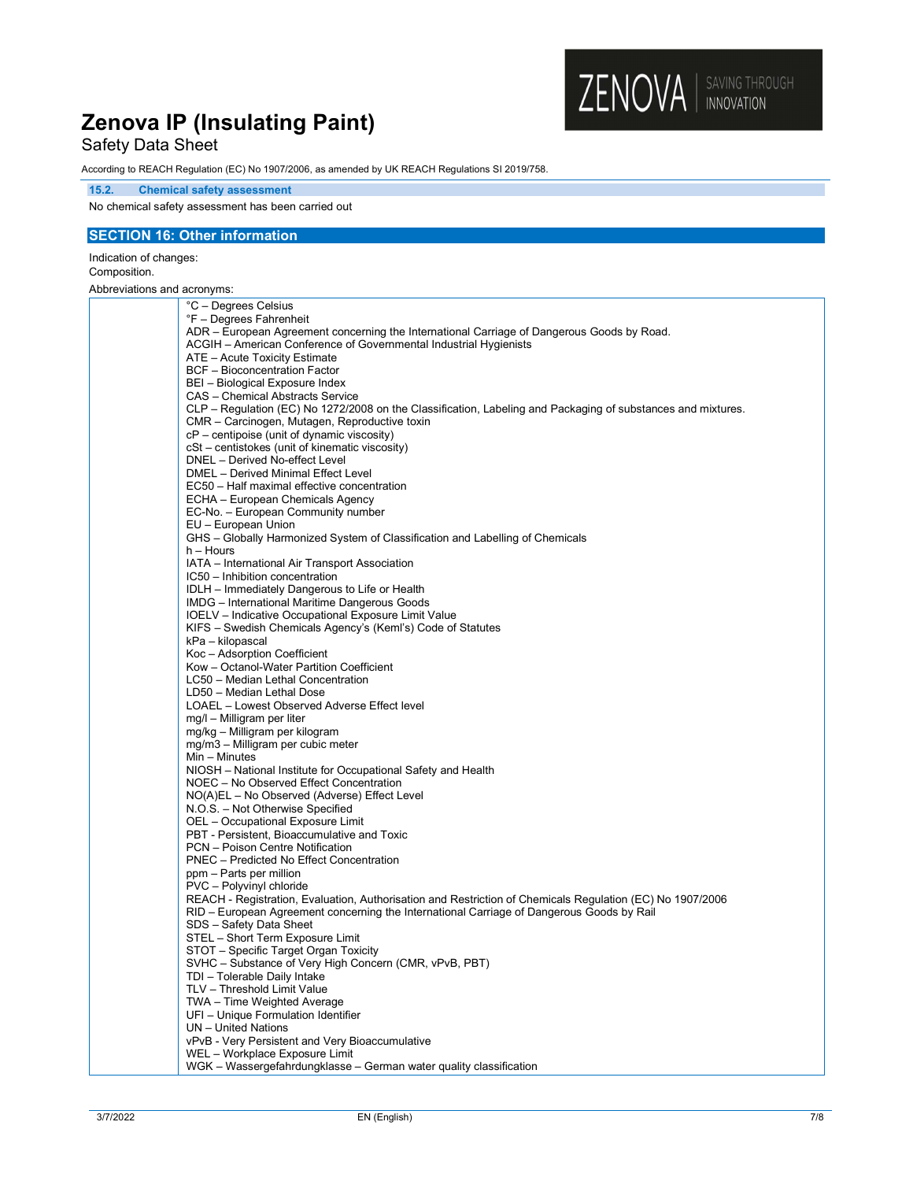### 15.2. Chemical safety assessment

No chemical safety assessment has been carried out

## SECTION 16: Other information

Indication of changes:

Composition.

Abbreviations and acronyms:

| | |
|---|---|
| | °C – Degrees Celsius<br>°F – Degrees Fahrenheit<br>ADR – European Agreement concerning the International Carriage of Dangerous Goods by Road.<br>ACGIH – American Conference of Governmental Industrial Hygienists<br>ATE – Acute Toxicity Estimate<br>BCF – Bioconcentration Factor<br>BEI – Biological Exposure Index<br>CAS – Chemical Abstracts Service<br>CLP – Regulation (EC) No 1272/2008 on the Classification, Labeling and Packaging of substances and mixtures.<br>CMR – Carcinogen, Mutagen, Reproductive toxin<br>cP – centipoise (unit of dynamic viscosity)<br>cSt – centistokes (unit of kinematic viscosity)<br>DNEL – Derived No-effect Level<br>DMEL – Derived Minimal Effect Level<br>EC50 – Half maximal effective concentration<br>ECHA – European Chemicals Agency<br>EC-No. – European Community number<br>EU – European Union<br>GHS – Globally Harmonized System of Classification and Labelling of Chemicals<br>h – Hours<br>IATA – International Air Transport Association<br>IC50 – Inhibition concentration<br>IDLH – Immediately Dangerous to Life or Health<br>IMDG – International Maritime Dangerous Goods<br>IOELV – Indicative Occupational Exposure Limit Value<br>KIFS – Swedish Chemicals Agency's (KemI's) Code of Statutes<br>kPa – kilopascal<br>Koc – Adsorption Coefficient<br>Kow – Octanol-Water Partition Coefficient<br>LC50 – Median Lethal Concentration<br>LD50 – Median Lethal Dose<br>LOAEL – Lowest Observed Adverse Effect level<br>mg/l – Milligram per liter<br>mg/kg – Milligram per kilogram<br>mg/m3 – Milligram per cubic meter<br>Min – Minutes<br>NIOSH – National Institute for Occupational Safety and Health<br>NOEC – No Observed Effect Concentration<br>NO(A)EL – No Observed (Adverse) Effect Level<br>N.O.S. – Not Otherwise Specified<br>OEL – Occupational Exposure Limit<br>PBT - Persistent, Bioaccumulative and Toxic<br>PCN – Poison Centre Notification<br>PNEC – Predicted No Effect Concentration<br>ppm – Parts per million<br>PVC – Polyvinyl chloride<br>REACH - Registration, Evaluation, Authorisation and Restriction of Chemicals Regulation (EC) No 1907/2006<br>RID – European Agreement concerning the International Carriage of Dangerous Goods by Rail<br>SDS – Safety Data Sheet<br>STEL – Short Term Exposure Limit<br>STOT – Specific Target Organ Toxicity<br>SVHC – Substance of Very High Concern (CMR, vPvB, PBT)<br>TDI – Tolerable Daily Intake<br>TLV – Threshold Limit Value<br>TWA – Time Weighted Average<br>UFI – Unique Formulation Identifier<br>UN – United Nations<br>vPvB - Very Persistent and Very Bioaccumulative<br>WEL – Workplace Exposure Limit<br>WGK – Wassergefahrdungklasse – German water quality classification |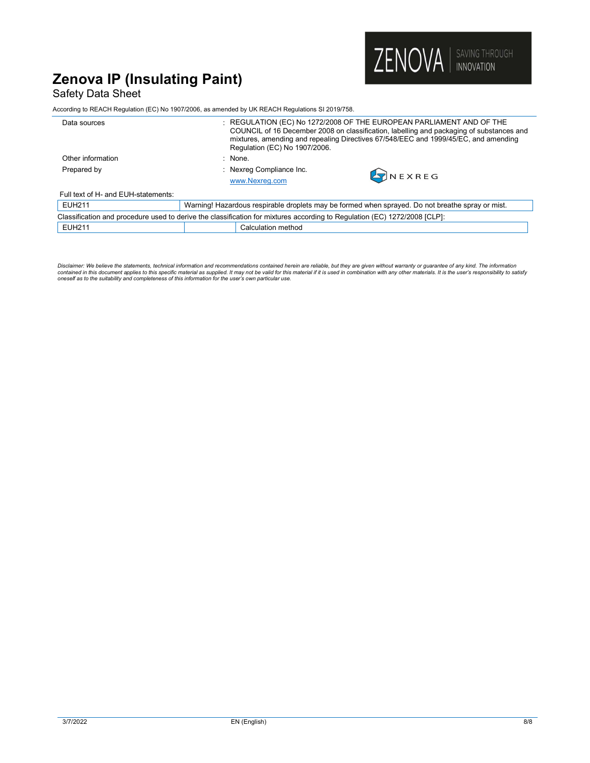# Zenova IP (Insulating Paint)

Safety Data Sheet

According to REACH Regulation (EC) No 1907/2006, as amended by UK REACH Regulations SI 2019/758.

| | |
|---|---|
| Data sources | : REGULATION (EC) No 1272/2008 OF THE EUROPEAN PARLIAMENT AND OF THE COUNCIL of 16 December 2008 on classification, labelling and packaging of substances and mixtures, amending and repealing Directives 67/548/EEC and 1999/45/EC, and amending Regulation (EC) No 1907/2006. |
| Other information | : None. |
| Prepared by | : Nexreg Compliance Inc. www.Nexreg.com |

Full text of H- and EUH-statements:

| | |
|---|---|
| EUH211 | Warning! Hazardous respirable droplets may be formed when sprayed. Do not breathe spray or mist. |

Classification and procedure used to derive the classification for mixtures according to Regulation (EC) 1272/2008 [CLP]:

| | | |
|---|---|---|
| EUH211 | | Calculation method |

*Disclaimer: We believe the statements, technical information and recommendations contained herein are reliable, but they are given without warranty or guarantee of any kind. The information contained in this document applies to this specific material as supplied. It may not be valid for this material if it is used in combination with any other materials. It is the user's responsibility to satisfy oneself as to the suitability and completeness of this information for the user's own particular use.*